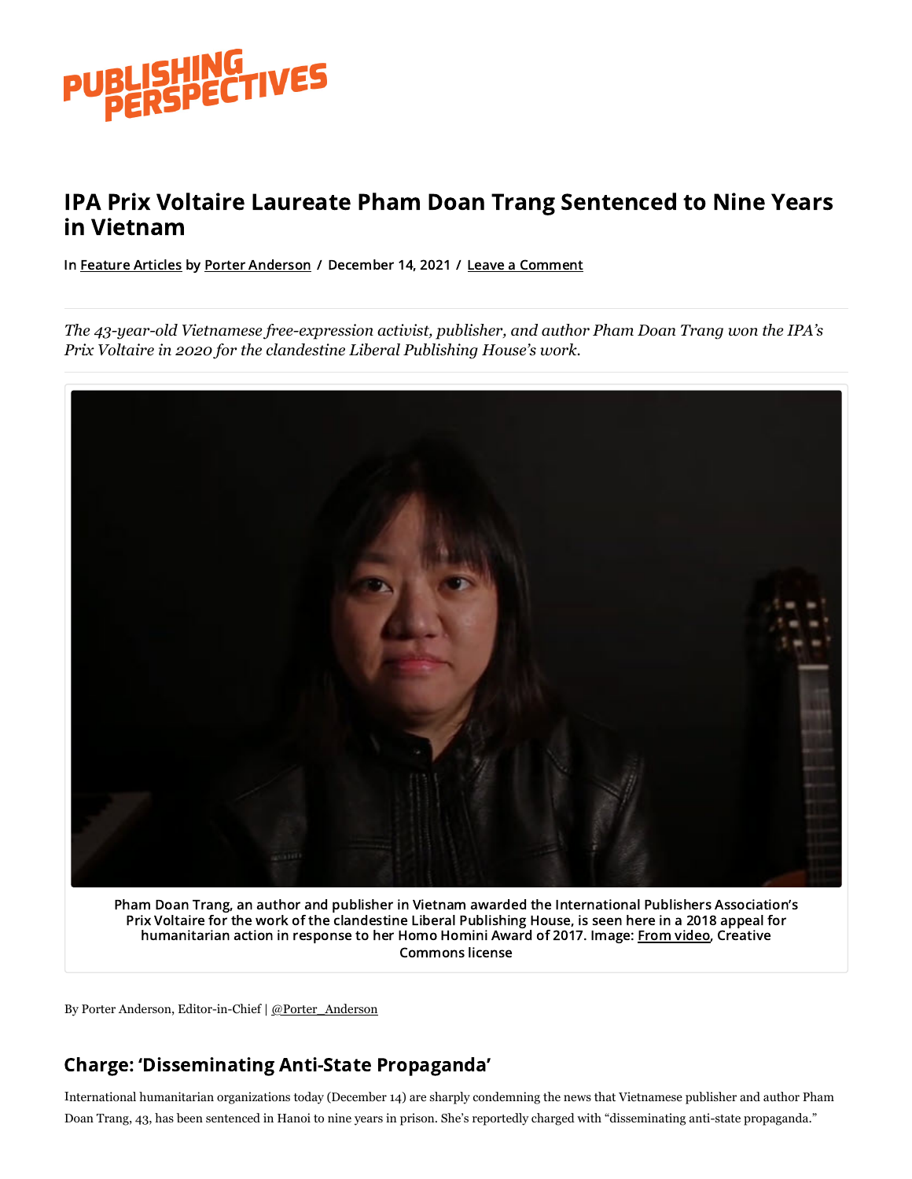# IPA Prix Voltaire Laureate Pham Doan Trang Sentenced to Nine Years in Vietnam

In Feature Articles by Porter Anderson / December 14, 2021 / Leave a Comment

*The 43-year-old Vietnamese free-expression activist, publisher, and author Pham Doan Trang won the IPA's Prix Voltaire in 2020 for the clandestine Liberal Publishing House's work.*

Pham Doan Trang, an author and publisher in Vietnam awarded the International Publishers Association's Prix Voltaire for the work of the clandestine Liberal Publishing House, is seen here in a 2018 appeal for humanitarian action in response to her Homo Homini Award of 2017. Image: From video, Creative Commons license

By Porter Anderson, Editor-in-Chief | @Porter_Anderson

## Charge: 'Disseminating Anti-State Propaganda'

International humanitarian organizations today (December 14) are sharply condemning the news that Vietnamese publisher and author Pham Doan Trang, 43, has been sentenced in Hanoi to nine years in prison. She's reportedly charged with "disseminating anti-state propaganda."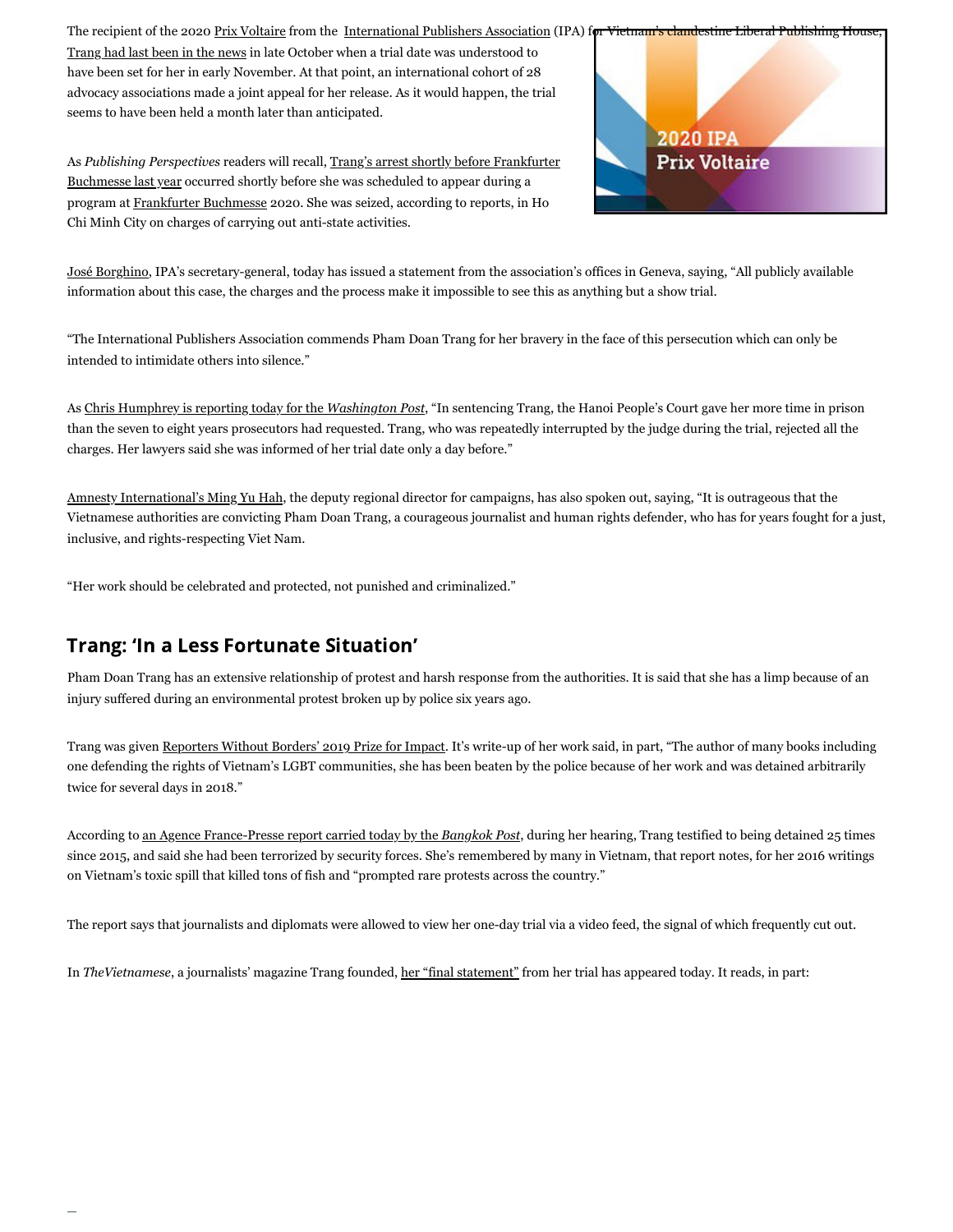The recipient of the 2020 Prix Voltaire from the International Publishers Association (IPA) for Vietnam's clandestine Liberal Publishing House, Trang had last been in the news in late October when a trial date was understood to have been set for her in early November. At that point, an international cohort of 28 advocacy associations made a joint appeal for her release. As it would happen, the trial seems to have been held a month later than anticipated.

As *Publishing Perspectives* readers will recall, Trang's arrest shortly before Frankfurter Buchmesse last year occurred shortly before she was scheduled to appear during a program at Frankfurter Buchmesse 2020. She was seized, according to reports, in Ho Chi Minh City on charges of carrying out anti-state activities.

José Borghino, IPA's secretary-general, today has issued a statement from the association's offices in Geneva, saying, "All publicly available information about this case, the charges and the process make it impossible to see this as anything but a show trial.

"The International Publishers Association commends Pham Doan Trang for her bravery in the face of this persecution which can only be intended to intimidate others into silence."

As Chris Humphrey is reporting today for the *Washington Post*, "In sentencing Trang, the Hanoi People's Court gave her more time in prison than the seven to eight years prosecutors had requested. Trang, who was repeatedly interrupted by the judge during the trial, rejected all the charges. Her lawyers said she was informed of her trial date only a day before."

Amnesty International's Ming Yu Hah, the deputy regional director for campaigns, has also spoken out, saying, "It is outrageous that the Vietnamese authorities are convicting Pham Doan Trang, a courageous journalist and human rights defender, who has for years fought for a just, inclusive, and rights-respecting Viet Nam.

"Her work should be celebrated and protected, not punished and criminalized."

## Trang: 'In a Less Fortunate Situation'

Pham Doan Trang has an extensive relationship of protest and harsh response from the authorities. It is said that she has a limp because of an injury suffered during an environmental protest broken up by police six years ago.

Trang was given Reporters Without Borders' 2019 Prize for Impact. It's write-up of her work said, in part, "The author of many books including one defending the rights of Vietnam's LGBT communities, she has been beaten by the police because of her work and was detained arbitrarily twice for several days in 2018."

According to an Agence France-Presse report carried today by the *Bangkok Post*, during her hearing, Trang testified to being detained 25 times since 2015, and said she had been terrorized by security forces. She's remembered by many in Vietnam, that report notes, for her 2016 writings on Vietnam's toxic spill that killed tons of fish and "prompted rare protests across the country."

The report says that journalists and diplomats were allowed to view her one-day trial via a video feed, the signal of which frequently cut out.

In *TheVietnamese*, a journalists' magazine Trang founded, her "final statement" from her trial has appeared today. It reads, in part: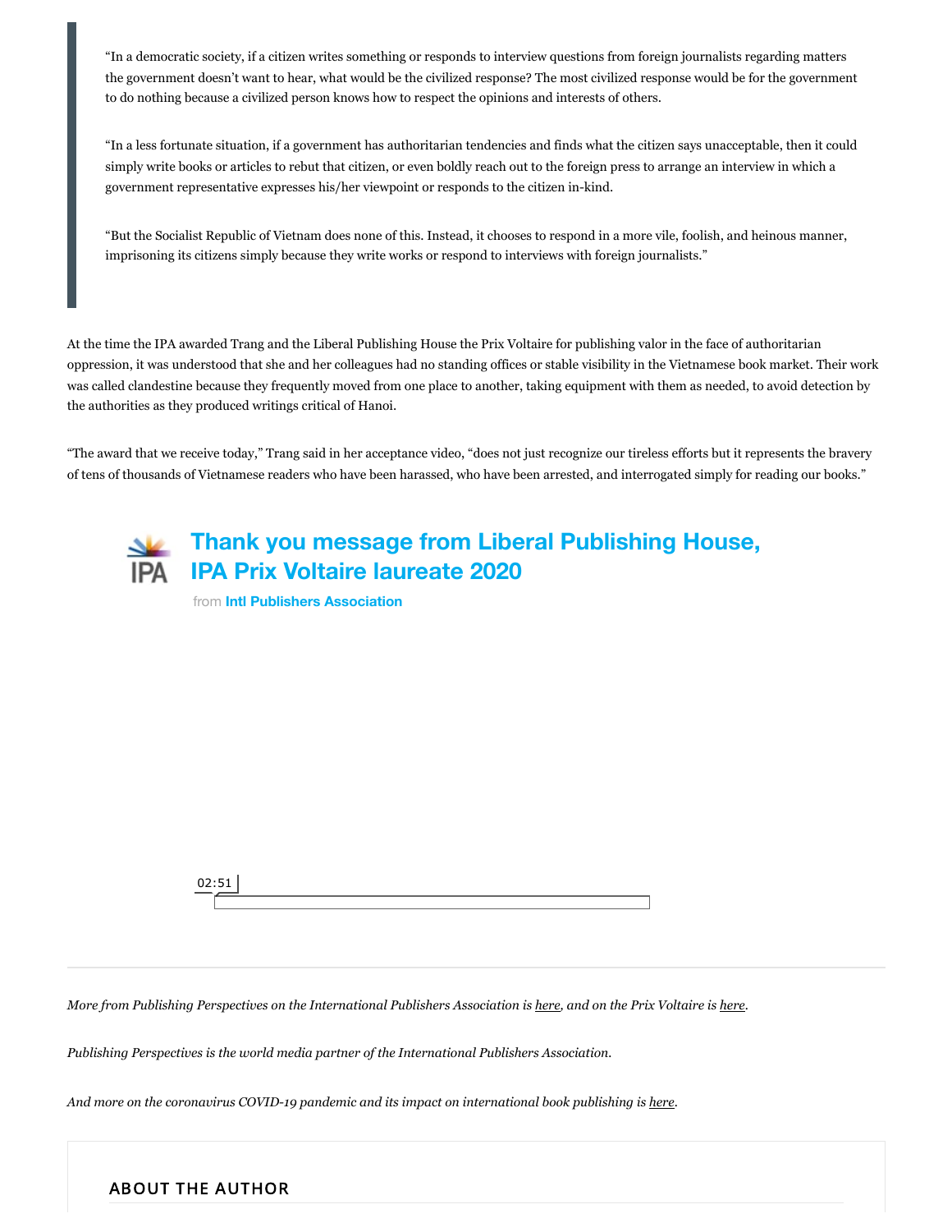> "In a democratic society, if a citizen writes something or responds to interview questions from foreign journalists regarding matters the government doesn't want to hear, what would be the civilized response? The most civilized response would be for the government to do nothing because a civilized person knows how to respect the opinions and interests of others.
>
> "In a less fortunate situation, if a government has authoritarian tendencies and finds what the citizen says unacceptable, then it could simply write books or articles to rebut that citizen, or even boldly reach out to the foreign press to arrange an interview in which a government representative expresses his/her viewpoint or responds to the citizen in-kind.
>
> "But the Socialist Republic of Vietnam does none of this. Instead, it chooses to respond in a more vile, foolish, and heinous manner, imprisoning its citizens simply because they write works or respond to interviews with foreign journalists."

At the time the IPA awarded Trang and the Liberal Publishing House the Prix Voltaire for publishing valor in the face of authoritarian oppression, it was understood that she and her colleagues had no standing offices or stable visibility in the Vietnamese book market. Their work was called clandestine because they frequently moved from one place to another, taking equipment with them as needed, to avoid detection by the authorities as they produced writings critical of Hanoi.

"The award that we receive today," Trang said in her acceptance video, "does not just recognize our tireless efforts but it represents the bravery of tens of thousands of Vietnamese readers who have been harassed, who have been arrested, and interrogated simply for reading our books."

**Thank you message from Liberal Publishing House, IPA Prix Voltaire laureate 2020**

from **Intl Publishers Association**

02:51

---

*More from Publishing Perspectives on the International Publishers Association is here, and on the Prix Voltaire is here.*

*Publishing Perspectives is the world media partner of the International Publishers Association.*

*And more on the coronavirus COVID-19 pandemic and its impact on international book publishing is here.*

## ABOUT THE AUTHOR